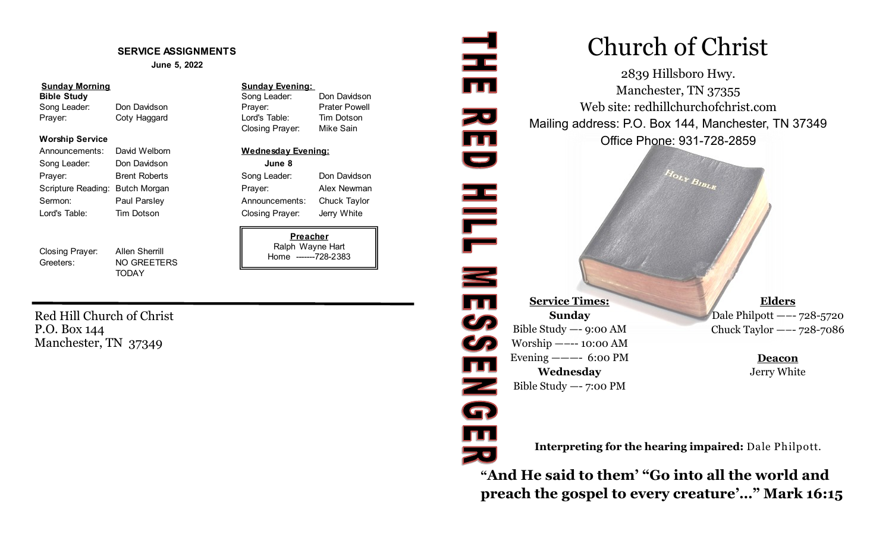## SERVICE ASSIGNMENTS

**June 5, 2022**

**Sunday Morning**

**Bible Study**

| | |
|---|---|
| Song Leader: | Don Davidson |
| Prayer: | Coty Haggard |

**Worship Service**

| | |
|---|---|
| Announcements: | David Welborn |
| Song Leader: | Don Davidson |
| Prayer: | Brent Roberts |
| Scripture Reading: | Butch Morgan |
| Sermon: | Paul Parsley |
| Lord's Table: | Tim Dotson |
| Closing Prayer: | Allen Sherrill |
| Greeters: | NO GREETERS TODAY |

**Sunday Evening:**

| | |
|---|---|
| Song Leader: | Don Davidson |
| Prayer: | Prater Powell |
| Lord's Table: | Tim Dotson |
| Closing Prayer: | Mike Sain |

**Wednesday Evening:**

**June 8**

| | |
|---|---|
| Song Leader: | Don Davidson |
| Prayer: | Alex Newman |
| Announcements: | Chuck Taylor |
| Closing Prayer: | Jerry White |

**Preacher**
Ralph Wayne Hart
Home -------728-2383

Red Hill Church of Christ
P.O. Box 144
Manchester, TN 37349

# THE RED HILL MESSENGER

# Church of Christ

2839 Hillsboro Hwy.
Manchester, TN 37355
Web site: redhillchurchofchrist.com
Mailing address: P.O. Box 144, Manchester, TN 37349
Office Phone: 931-728-2859

**Service Times:**

**Sunday**
Bible Study —- 9:00 AM
Worship —–- 10:00 AM
Evening ——- 6:00 PM

**Wednesday**
Bible Study —- 7:00 PM

**Elders**
Dale Philpott —–- 728-5720
Chuck Taylor —–- 728-7086

**Deacon**
Jerry White

**Interpreting for the hearing impaired:** Dale Philpott.

**"And He said to them' "Go into all the world and preach the gospel to every creature'…" Mark 16:15**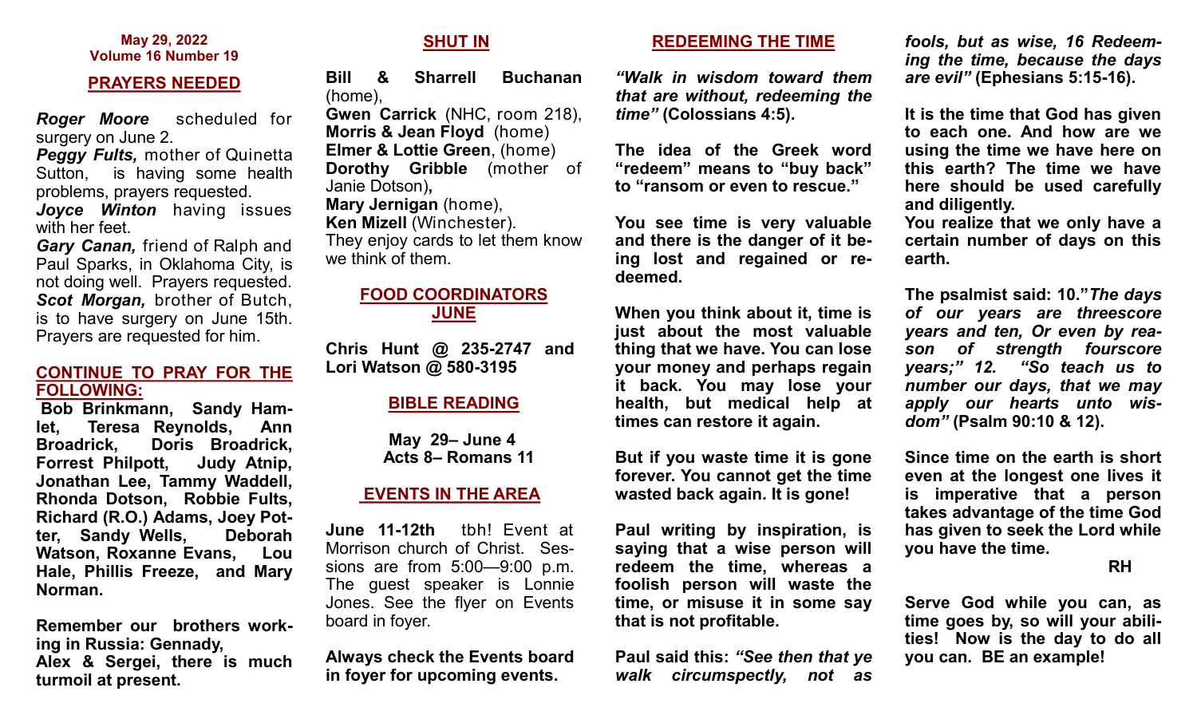**May 29, 2022**
**Volume 16 Number 19**

## PRAYERS NEEDED

***Roger Moore*** scheduled for surgery on June 2.
***Peggy Fults,*** mother of Quinetta Sutton, is having some health problems, prayers requested.
***Joyce Winton*** having issues with her feet.
***Gary Canan,*** friend of Ralph and Paul Sparks, in Oklahoma City, is not doing well. Prayers requested.
***Scot Morgan,*** brother of Butch, is to have surgery on June 15th. Prayers are requested for him.

## CONTINUE TO PRAY FOR THE FOLLOWING:

**Bob Brinkmann, Sandy Hamlet, Teresa Reynolds, Ann Broadrick, Doris Broadrick, Forrest Philpott, Judy Atnip, Jonathan Lee, Tammy Waddell, Rhonda Dotson, Robbie Fults, Richard (R.O.) Adams, Joey Potter, Sandy Wells, Deborah Watson, Roxanne Evans, Lou Hale, Phillis Freeze, and Mary Norman.**

**Remember our brothers working in Russia: Gennady, Alex & Sergei, there is much turmoil at present.**

## SHUT IN

**Bill & Sharrell Buchanan** (home),
**Gwen Carrick** (NHC, room 218),
**Morris & Jean Floyd** (home)
**Elmer & Lottie Green**, (home)
**Dorothy Gribble** (mother of Janie Dotson),
**Mary Jernigan** (home),
**Ken Mizell** (Winchester).
They enjoy cards to let them know we think of them.

## FOOD COORDINATORS JUNE

**Chris Hunt @ 235-2747 and Lori Watson @ 580-3195**

## BIBLE READING

**May 29– June 4**
**Acts 8– Romans 11**

## EVENTS IN THE AREA

**June 11-12th** tbh! Event at Morrison church of Christ. Sessions are from 5:00—9:00 p.m. The guest speaker is Lonnie Jones. See the flyer on Events board in foyer.

**Always check the Events board in foyer for upcoming events.**

## REDEEMING THE TIME

***"Walk in wisdom toward them that are without, redeeming the time"*** **(Colossians 4:5).**

**The idea of the Greek word "redeem" means to "buy back" to "ransom or even to rescue."**

**You see time is very valuable and there is the danger of it being lost and regained or redeemed.**

**When you think about it, time is just about the most valuable thing that we have. You can lose your money and perhaps regain it back. You may lose your health, but medical help at times can restore it again.**

**But if you waste time it is gone forever. You cannot get the time wasted back again. It is gone!**

**Paul writing by inspiration, is saying that a wise person will redeem the time, whereas a foolish person will waste the time, or misuse it in some say that is not profitable.**

**Paul said this:** ***"See then that ye walk circumspectly, not as fools, but as wise, 16 Redeeming the time, because the days are evil"*** **(Ephesians 5:15-16).**

**It is the time that God has given to each one. And how are we using the time we have here on this earth? The time we have here should be used carefully and diligently.**
**You realize that we only have a certain number of days on this earth.**

**The psalmist said: 10."*The days of our years are threescore years and ten, Or even by reason of strength fourscore years;" 12. "So teach us to number our days, that we may apply our hearts unto wisdom"* (Psalm 90:10 & 12).**

**Since time on the earth is short even at the longest one lives it is imperative that a person takes advantage of the time God has given to seek the Lord while you have the time.**

**RH**

**Serve God while you can, as time goes by, so will your abilities! Now is the day to do all you can. BE an example!**